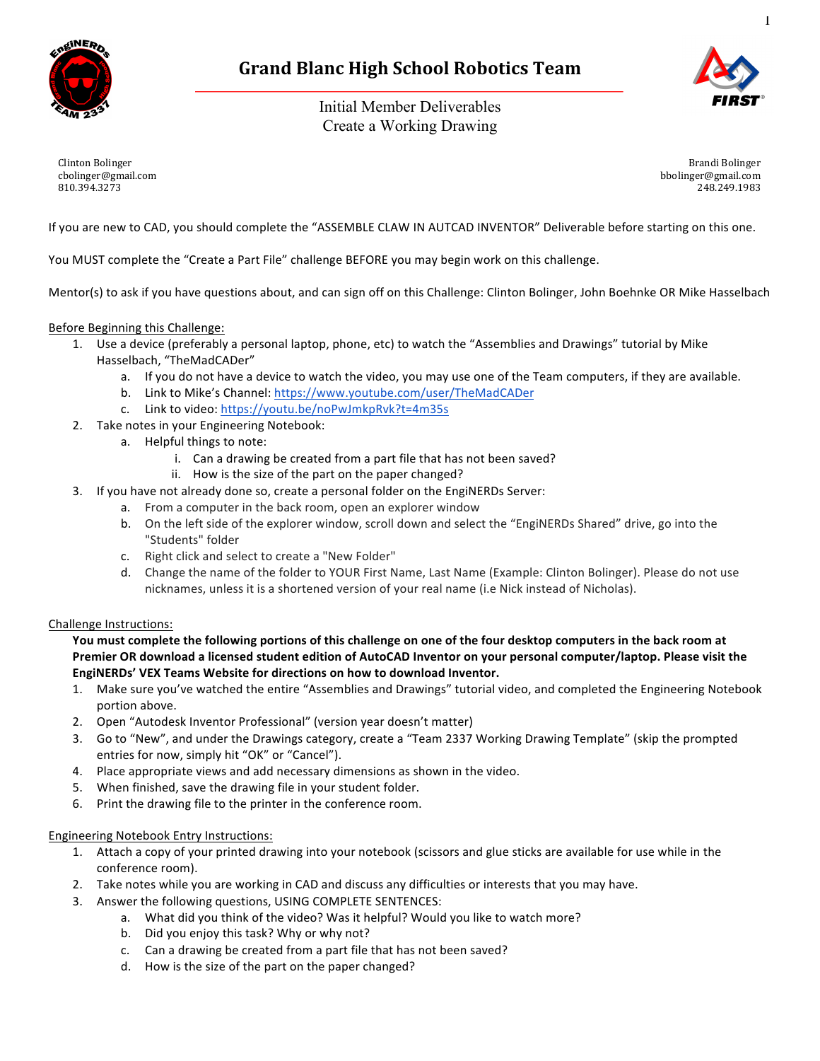# Grand Blanc High School Robotics Team

Initial Member Deliverables
Create a Working Drawing

Clinton Bolinger
cbolinger@gmail.com
810.394.3273

Brandi Bolinger
bbolinger@gmail.com
248.249.1983

If you are new to CAD, you should complete the "ASSEMBLE CLAW IN AUTCAD INVENTOR" Deliverable before starting on this one.

You MUST complete the "Create a Part File" challenge BEFORE you may begin work on this challenge.

Mentor(s) to ask if you have questions about, and can sign off on this Challenge: Clinton Bolinger, John Boehnke OR Mike Hasselbach

Before Beginning this Challenge:

1. Use a device (preferably a personal laptop, phone, etc) to watch the "Assemblies and Drawings" tutorial by Mike Hasselbach, "TheMadCADer"
   a. If you do not have a device to watch the video, you may use one of the Team computers, if they are available.
   b. Link to Mike's Channel: https://www.youtube.com/user/TheMadCADer
   c. Link to video: https://youtu.be/noPwJmkpRvk?t=4m35s
2. Take notes in your Engineering Notebook:
   a. Helpful things to note:
      i. Can a drawing be created from a part file that has not been saved?
      ii. How is the size of the part on the paper changed?
3. If you have not already done so, create a personal folder on the EngiNERDs Server:
   a. From a computer in the back room, open an explorer window
   b. On the left side of the explorer window, scroll down and select the "EngiNERDs Shared" drive, go into the "Students" folder
   c. Right click and select to create a "New Folder"
   d. Change the name of the folder to YOUR First Name, Last Name (Example: Clinton Bolinger). Please do not use nicknames, unless it is a shortened version of your real name (i.e Nick instead of Nicholas).

Challenge Instructions:

**You must complete the following portions of this challenge on one of the four desktop computers in the back room at Premier OR download a licensed student edition of AutoCAD Inventor on your personal computer/laptop. Please visit the EngiNERDs' VEX Teams Website for directions on how to download Inventor.**

1. Make sure you've watched the entire "Assemblies and Drawings" tutorial video, and completed the Engineering Notebook portion above.
2. Open "Autodesk Inventor Professional" (version year doesn't matter)
3. Go to "New", and under the Drawings category, create a "Team 2337 Working Drawing Template" (skip the prompted entries for now, simply hit "OK" or "Cancel").
4. Place appropriate views and add necessary dimensions as shown in the video.
5. When finished, save the drawing file in your student folder.
6. Print the drawing file to the printer in the conference room.

Engineering Notebook Entry Instructions:

1. Attach a copy of your printed drawing into your notebook (scissors and glue sticks are available for use while in the conference room).
2. Take notes while you are working in CAD and discuss any difficulties or interests that you may have.
3. Answer the following questions, USING COMPLETE SENTENCES:
   a. What did you think of the video? Was it helpful? Would you like to watch more?
   b. Did you enjoy this task? Why or why not?
   c. Can a drawing be created from a part file that has not been saved?
   d. How is the size of the part on the paper changed?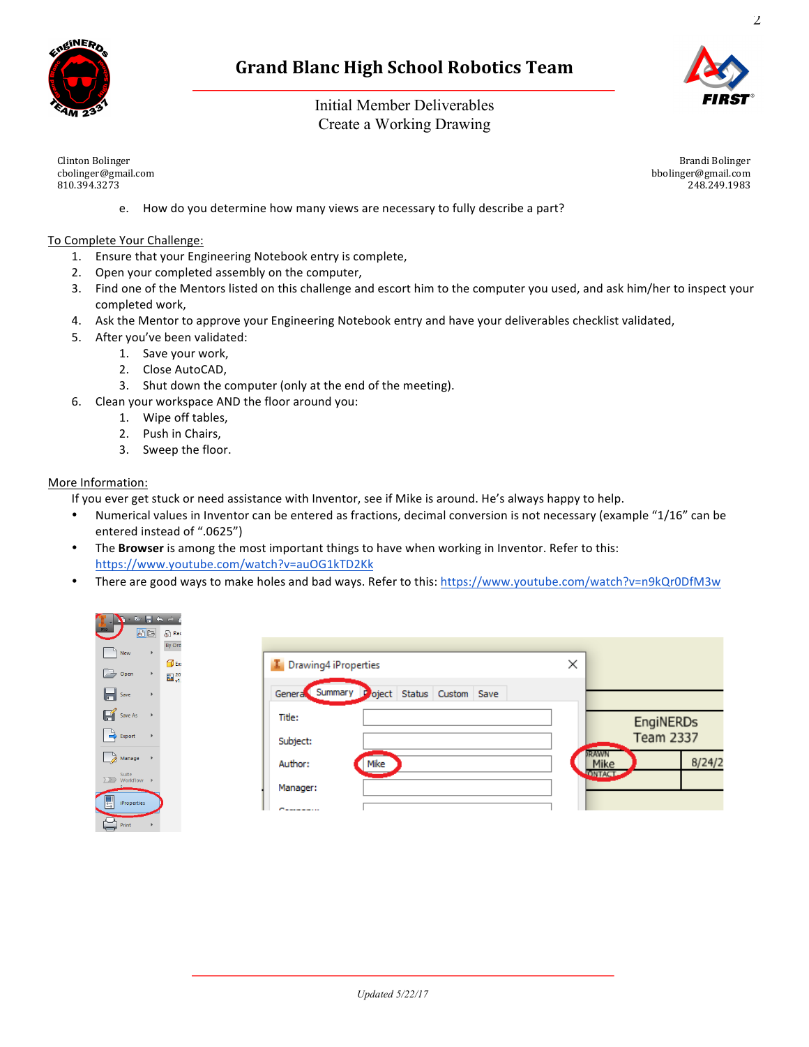# Grand Blanc High School Robotics Team

Initial Member Deliverables
Create a Working Drawing

Clinton Bolinger
cbolinger@gmail.com
810.394.3273

Brandi Bolinger
bbolinger@gmail.com
248.249.1983

e. How do you determine how many views are necessary to fully describe a part?

To Complete Your Challenge:

1. Ensure that your Engineering Notebook entry is complete,
2. Open your completed assembly on the computer,
3. Find one of the Mentors listed on this challenge and escort him to the computer you used, and ask him/her to inspect your completed work,
4. Ask the Mentor to approve your Engineering Notebook entry and have your deliverables checklist validated,
5. After you've been validated:
   1. Save your work,
   2. Close AutoCAD,
   3. Shut down the computer (only at the end of the meeting).
6. Clean your workspace AND the floor around you:
   1. Wipe off tables,
   2. Push in Chairs,
   3. Sweep the floor.

More Information:

If you ever get stuck or need assistance with Inventor, see if Mike is around. He's always happy to help.

- Numerical values in Inventor can be entered as fractions, decimal conversion is not necessary (example "1/16" can be entered instead of ".0625")
- The **Browser** is among the most important things to have when working in Inventor. Refer to this: https://www.youtube.com/watch?v=auOG1kTD2Kk
- There are good ways to make holes and bad ways. Refer to this: https://www.youtube.com/watch?v=n9kQr0DfM3w

Updated 5/22/17